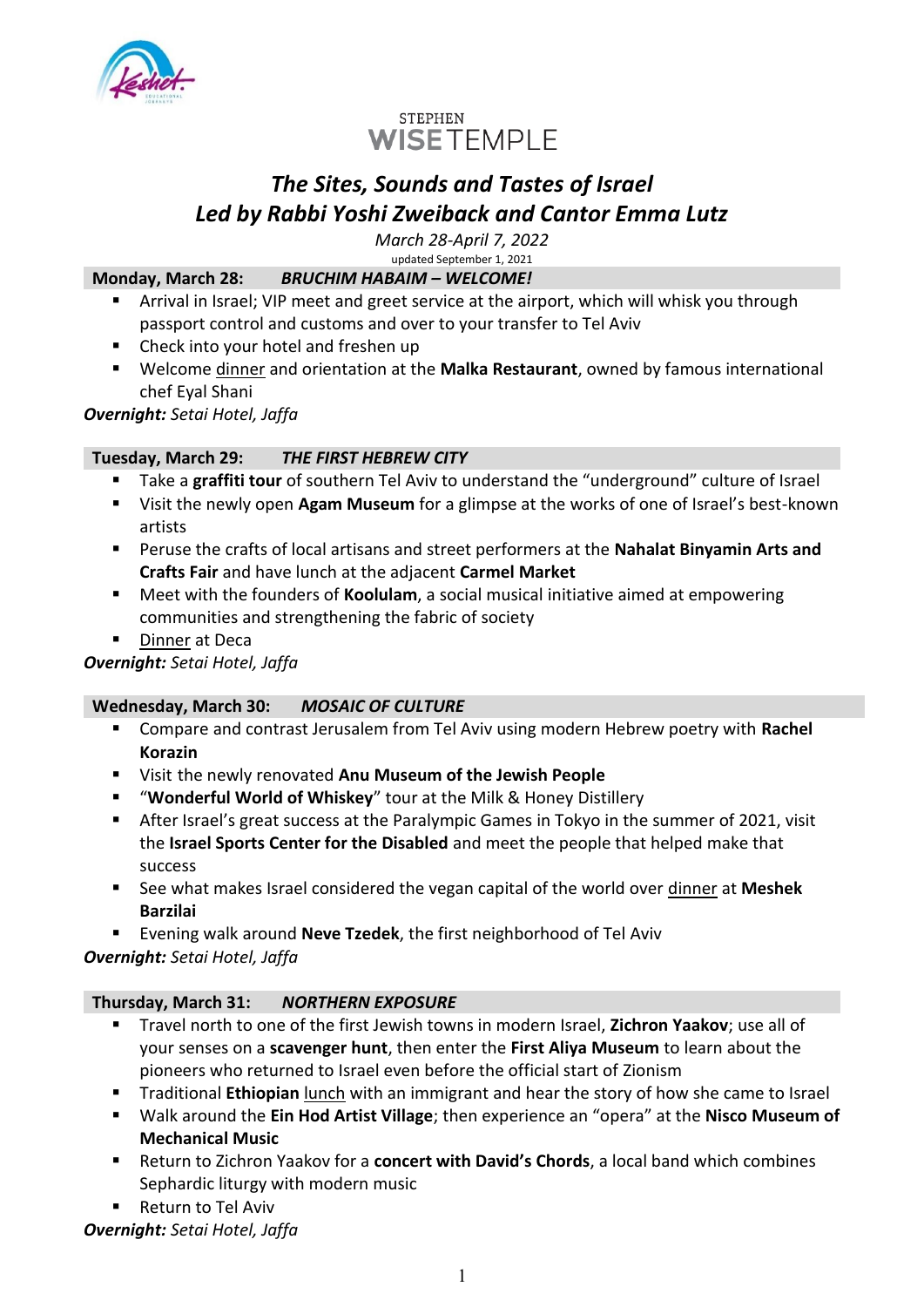STEPHEN
**WISE** TEMPLE

# *The Sites, Sounds and Tastes of Israel*
# *Led by Rabbi Yoshi Zweiback and Cantor Emma Lutz*

*March 28-April 7, 2022*

updated September 1, 2021

## Monday, March 28: *BRUCHIM HABAIM – WELCOME!*

- Arrival in Israel; VIP meet and greet service at the airport, which will whisk you through passport control and customs and over to your transfer to Tel Aviv
- Check into your hotel and freshen up
- Welcome <u>dinner</u> and orientation at the **Malka Restaurant**, owned by famous international chef Eyal Shani

***Overnight:*** *Setai Hotel, Jaffa*

## Tuesday, March 29: *THE FIRST HEBREW CITY*

- Take a **graffiti tour** of southern Tel Aviv to understand the "underground" culture of Israel
- Visit the newly open **Agam Museum** for a glimpse at the works of one of Israel's best-known artists
- Peruse the crafts of local artisans and street performers at the **Nahalat Binyamin Arts and Crafts Fair** and have lunch at the adjacent **Carmel Market**
- Meet with the founders of **Koolulam**, a social musical initiative aimed at empowering communities and strengthening the fabric of society
- <u>Dinner</u> at Deca

***Overnight:*** *Setai Hotel, Jaffa*

## Wednesday, March 30: *MOSAIC OF CULTURE*

- Compare and contrast Jerusalem from Tel Aviv using modern Hebrew poetry with **Rachel Korazin**
- Visit the newly renovated **Anu Museum of the Jewish People**
- "**Wonderful World of Whiskey**" tour at the Milk & Honey Distillery
- After Israel's great success at the Paralympic Games in Tokyo in the summer of 2021, visit the **Israel Sports Center for the Disabled** and meet the people that helped make that success
- See what makes Israel considered the vegan capital of the world over <u>dinner</u> at **Meshek Barzilai**
- Evening walk around **Neve Tzedek**, the first neighborhood of Tel Aviv

***Overnight:*** *Setai Hotel, Jaffa*

## Thursday, March 31: *NORTHERN EXPOSURE*

- Travel north to one of the first Jewish towns in modern Israel, **Zichron Yaakov**; use all of your senses on a **scavenger hunt**, then enter the **First Aliya Museum** to learn about the pioneers who returned to Israel even before the official start of Zionism
- Traditional **Ethiopian** <u>lunch</u> with an immigrant and hear the story of how she came to Israel
- Walk around the **Ein Hod Artist Village**; then experience an "opera" at the **Nisco Museum of Mechanical Music**
- Return to Zichron Yaakov for a **concert with David's Chords**, a local band which combines Sephardic liturgy with modern music
- Return to Tel Aviv

***Overnight:*** *Setai Hotel, Jaffa*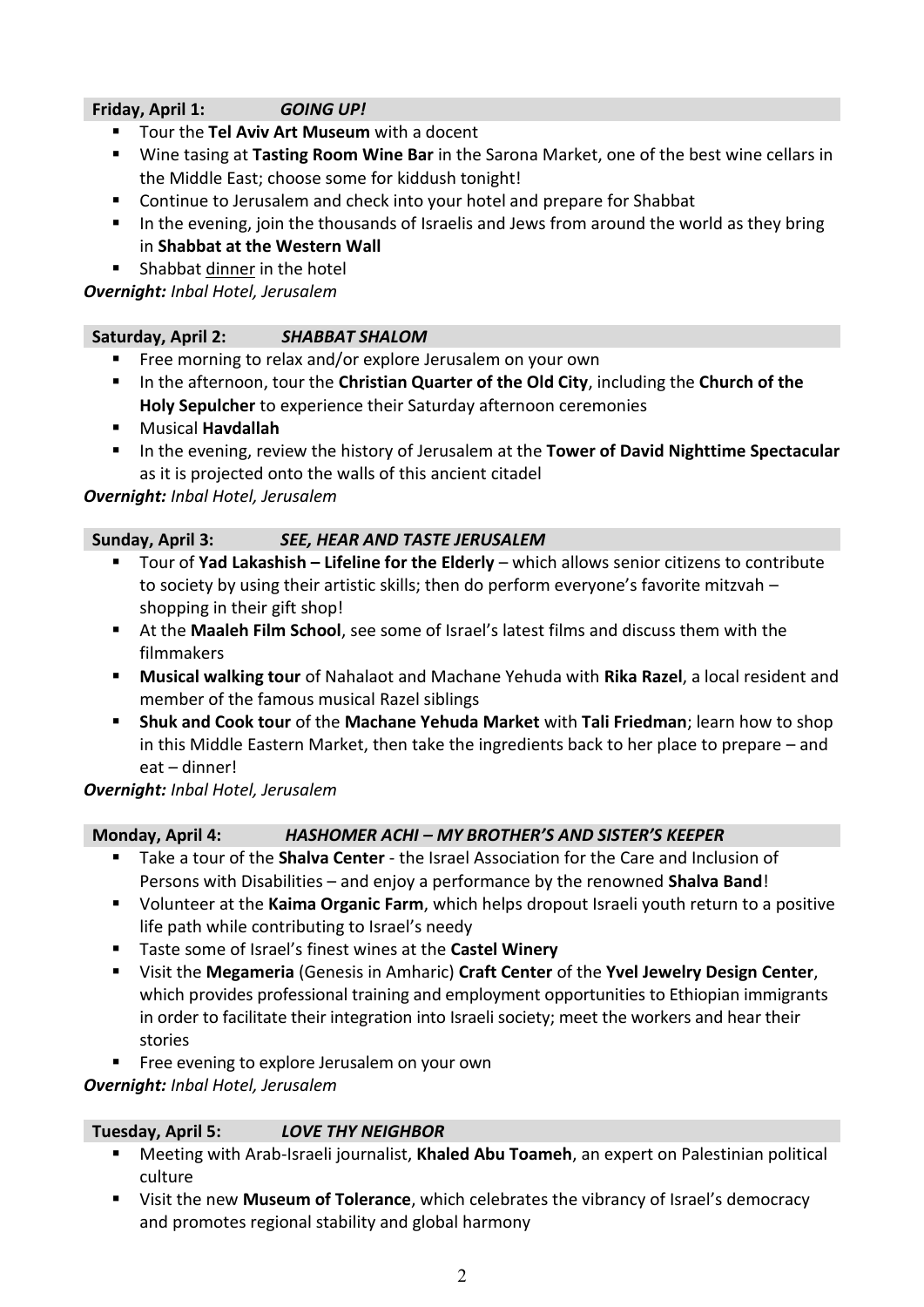**Friday, April 1:** ***GOING UP!***

- Tour the **Tel Aviv Art Museum** with a docent
- Wine tasing at **Tasting Room Wine Bar** in the Sarona Market, one of the best wine cellars in the Middle East; choose some for kiddush tonight!
- Continue to Jerusalem and check into your hotel and prepare for Shabbat
- In the evening, join the thousands of Israelis and Jews from around the world as they bring in **Shabbat at the Western Wall**
- Shabbat dinner in the hotel

***Overnight:*** *Inbal Hotel, Jerusalem*

**Saturday, April 2:** ***SHABBAT SHALOM***

- Free morning to relax and/or explore Jerusalem on your own
- In the afternoon, tour the **Christian Quarter of the Old City**, including the **Church of the Holy Sepulcher** to experience their Saturday afternoon ceremonies
- Musical **Havdallah**
- In the evening, review the history of Jerusalem at the **Tower of David Nighttime Spectacular** as it is projected onto the walls of this ancient citadel

***Overnight:*** *Inbal Hotel, Jerusalem*

**Sunday, April 3:** ***SEE, HEAR AND TASTE JERUSALEM***

- Tour of **Yad Lakashish – Lifeline for the Elderly** – which allows senior citizens to contribute to society by using their artistic skills; then do perform everyone's favorite mitzvah – shopping in their gift shop!
- At the **Maaleh Film School**, see some of Israel's latest films and discuss them with the filmmakers
- **Musical walking tour** of Nahalaot and Machane Yehuda with **Rika Razel**, a local resident and member of the famous musical Razel siblings
- **Shuk and Cook tour** of the **Machane Yehuda Market** with **Tali Friedman**; learn how to shop in this Middle Eastern Market, then take the ingredients back to her place to prepare – and eat – dinner!

***Overnight:*** *Inbal Hotel, Jerusalem*

**Monday, April 4:** ***HASHOMER ACHI – MY BROTHER'S AND SISTER'S KEEPER***

- Take a tour of the **Shalva Center** - the Israel Association for the Care and Inclusion of Persons with Disabilities – and enjoy a performance by the renowned **Shalva Band**!
- Volunteer at the **Kaima Organic Farm**, which helps dropout Israeli youth return to a positive life path while contributing to Israel's needy
- Taste some of Israel's finest wines at the **Castel Winery**
- Visit the **Megameria** (Genesis in Amharic) **Craft Center** of the **Yvel Jewelry Design Center**, which provides professional training and employment opportunities to Ethiopian immigrants in order to facilitate their integration into Israeli society; meet the workers and hear their stories
- Free evening to explore Jerusalem on your own

***Overnight:*** *Inbal Hotel, Jerusalem*

**Tuesday, April 5:** ***LOVE THY NEIGHBOR***

- Meeting with Arab-Israeli journalist, **Khaled Abu Toameh**, an expert on Palestinian political culture
- Visit the new **Museum of Tolerance**, which celebrates the vibrancy of Israel's democracy and promotes regional stability and global harmony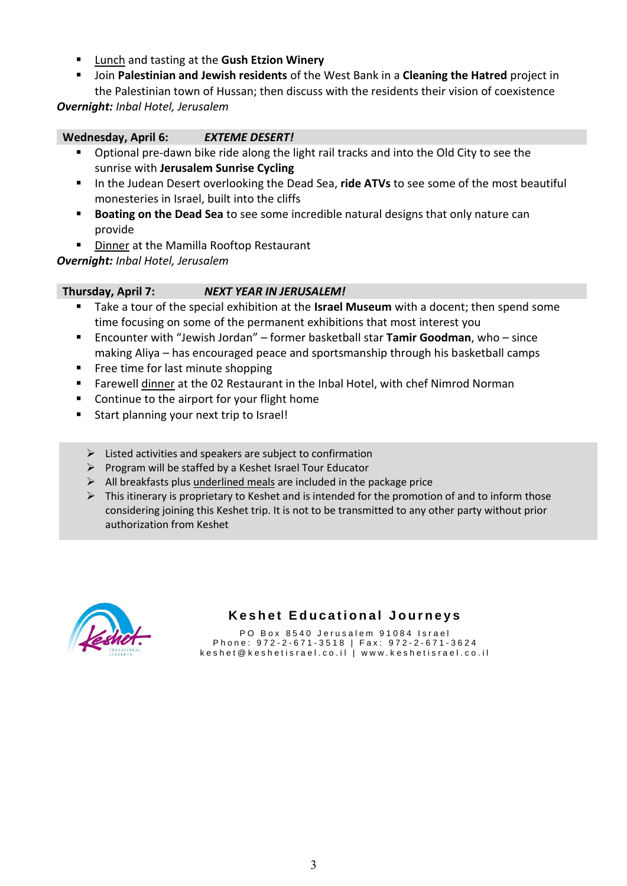- Lunch and tasting at the **Gush Etzion Winery**
- Join **Palestinian and Jewish residents** of the West Bank in a **Cleaning the Hatred** project in the Palestinian town of Hussan; then discuss with the residents their vision of coexistence

***Overnight:*** *Inbal Hotel, Jerusalem*

### Wednesday, April 6: *EXTEME DESERT!*

- Optional pre-dawn bike ride along the light rail tracks and into the Old City to see the sunrise with **Jerusalem Sunrise Cycling**
- In the Judean Desert overlooking the Dead Sea, **ride ATVs** to see some of the most beautiful monesteries in Israel, built into the cliffs
- **Boating on the Dead Sea** to see some incredible natural designs that only nature can provide
- Dinner at the Mamilla Rooftop Restaurant

***Overnight:*** *Inbal Hotel, Jerusalem*

### Thursday, April 7: *NEXT YEAR IN JERUSALEM!*

- Take a tour of the special exhibition at the **Israel Museum** with a docent; then spend some time focusing on some of the permanent exhibitions that most interest you
- Encounter with "Jewish Jordan" – former basketball star **Tamir Goodman**, who – since making Aliya – has encouraged peace and sportsmanship through his basketball camps
- Free time for last minute shopping
- Farewell dinner at the 02 Restaurant in the Inbal Hotel, with chef Nimrod Norman
- Continue to the airport for your flight home
- Start planning your next trip to Israel!

> - Listed activities and speakers are subject to confirmation
> - Program will be staffed by a Keshet Israel Tour Educator
> - All breakfasts plus underlined meals are included in the package price
> - This itinerary is proprietary to Keshet and is intended for the promotion of and to inform those considering joining this Keshet trip. It is not to be transmitted to any other party without prior authorization from Keshet

Keshet EDUCATIONAL JOURNEYS

**Keshet Educational Journeys**

PO Box 8540 Jerusalem 91084 Israel
Phone: 972-2-671-3518 | Fax: 972-2-671-3624
keshet@keshetisrael.co.il | www.keshetisrael.co.il